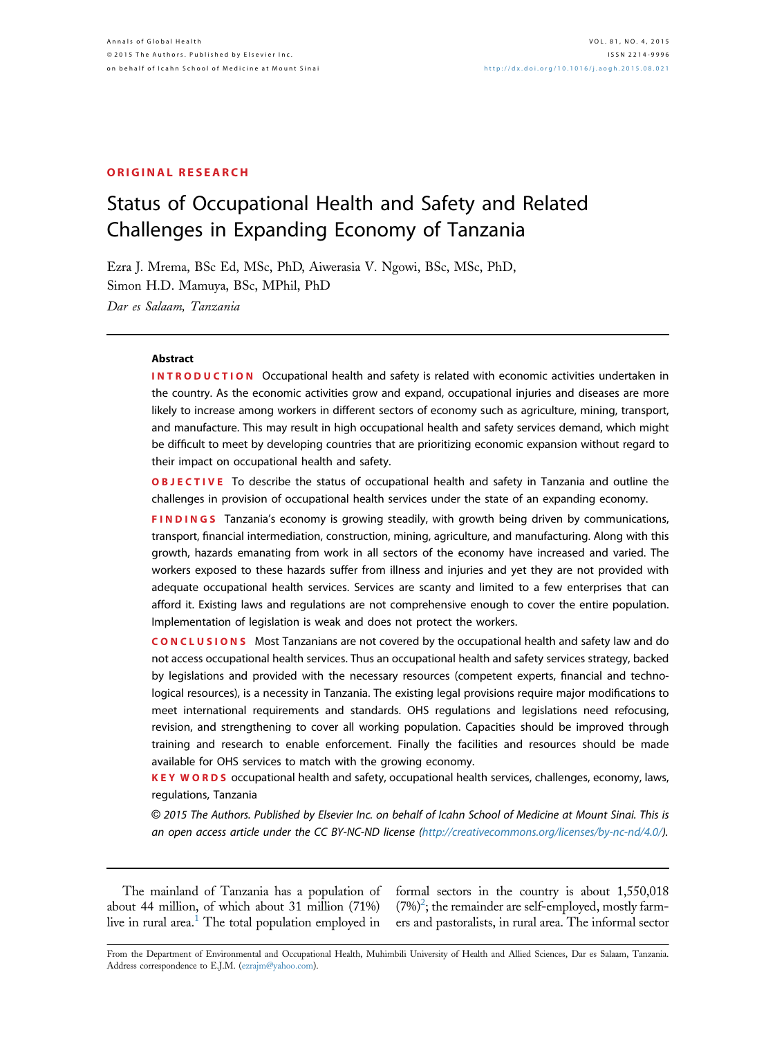ORIGINAL RESEARCH

# Status of Occupational Health and Safety and Related Challenges in Expanding Economy of Tanzania

Ezra J. Mrema, BSc Ed, MSc, PhD, Aiwerasia V. Ngowi, BSc, MSc, PhD, Simon H.D. Mamuya, BSc, MPhil, PhD

*Dar es Salaam, Tanzania*

**Abstract**

**INTRODUCTION** Occupational health and safety is related with economic activities undertaken in the country. As the economic activities grow and expand, occupational injuries and diseases are more likely to increase among workers in different sectors of economy such as agriculture, mining, transport, and manufacture. This may result in high occupational health and safety services demand, which might be difficult to meet by developing countries that are prioritizing economic expansion without regard to their impact on occupational health and safety.

**OBJECTIVE** To describe the status of occupational health and safety in Tanzania and outline the challenges in provision of occupational health services under the state of an expanding economy.

**FINDINGS** Tanzania's economy is growing steadily, with growth being driven by communications, transport, financial intermediation, construction, mining, agriculture, and manufacturing. Along with this growth, hazards emanating from work in all sectors of the economy have increased and varied. The workers exposed to these hazards suffer from illness and injuries and yet they are not provided with adequate occupational health services. Services are scanty and limited to a few enterprises that can afford it. Existing laws and regulations are not comprehensive enough to cover the entire population. Implementation of legislation is weak and does not protect the workers.

**CONCLUSIONS** Most Tanzanians are not covered by the occupational health and safety law and do not access occupational health services. Thus an occupational health and safety services strategy, backed by legislations and provided with the necessary resources (competent experts, financial and technological resources), is a necessity in Tanzania. The existing legal provisions require major modifications to meet international requirements and standards. OHS regulations and legislations need refocusing, revision, and strengthening to cover all working population. Capacities should be improved through training and research to enable enforcement. Finally the facilities and resources should be made available for OHS services to match with the growing economy.

**KEY WORDS** occupational health and safety, occupational health services, challenges, economy, laws, regulations, Tanzania

*© 2015 The Authors. Published by Elsevier Inc. on behalf of Icahn School of Medicine at Mount Sinai. This is an open access article under the CC BY-NC-ND license (http://creativecommons.org/licenses/by-nc-nd/4.0/).*

The mainland of Tanzania has a population of about 44 million, of which about 31 million (71%) live in rural area.[1] The total population employed in formal sectors in the country is about 1,550,018 (7%)[2]; the remainder are self-employed, mostly farmers and pastoralists, in rural area. The informal sector

From the Department of Environmental and Occupational Health, Muhimbili University of Health and Allied Sciences, Dar es Salaam, Tanzania. Address correspondence to E.J.M. (ezrajm@yahoo.com).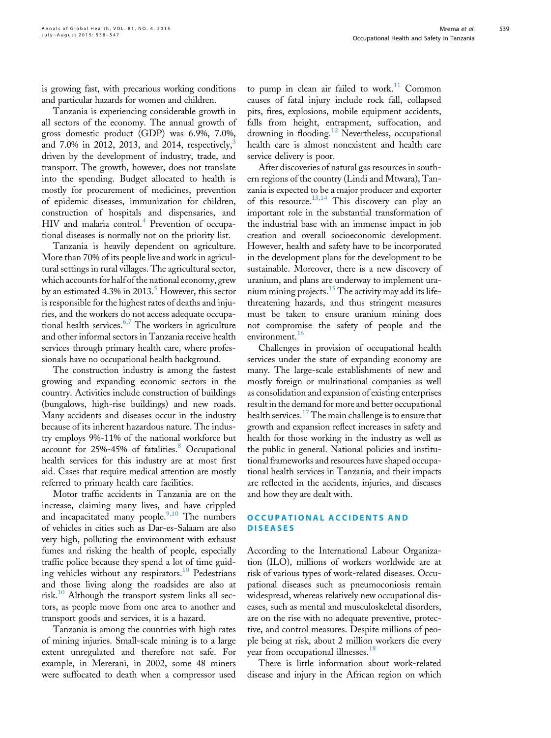is growing fast, with precarious working conditions and particular hazards for women and children.

Tanzania is experiencing considerable growth in all sectors of the economy. The annual growth of gross domestic product (GDP) was 6.9%, 7.0%, and 7.0% in 2012, 2013, and 2014, respectively,[3] driven by the development of industry, trade, and transport. The growth, however, does not translate into the spending. Budget allocated to health is mostly for procurement of medicines, prevention of epidemic diseases, immunization for children, construction of hospitals and dispensaries, and HIV and malaria control.[4] Prevention of occupational diseases is normally not on the priority list.

Tanzania is heavily dependent on agriculture. More than 70% of its people live and work in agricultural settings in rural villages. The agricultural sector, which accounts for half of the national economy, grew by an estimated 4.3% in 2013.[5] However, this sector is responsible for the highest rates of deaths and injuries, and the workers do not access adequate occupational health services.[6,7] The workers in agriculture and other informal sectors in Tanzania receive health services through primary health care, where professionals have no occupational health background.

The construction industry is among the fastest growing and expanding economic sectors in the country. Activities include construction of buildings (bungalows, high-rise buildings) and new roads. Many accidents and diseases occur in the industry because of its inherent hazardous nature. The industry employs 9%-11% of the national workforce but account for 25%-45% of fatalities.[8] Occupational health services for this industry are at most first aid. Cases that require medical attention are mostly referred to primary health care facilities.

Motor traffic accidents in Tanzania are on the increase, claiming many lives, and have crippled and incapacitated many people.[9,10] The numbers of vehicles in cities such as Dar-es-Salaam are also very high, polluting the environment with exhaust fumes and risking the health of people, especially traffic police because they spend a lot of time guiding vehicles without any respirators.[10] Pedestrians and those living along the roadsides are also at risk.[10] Although the transport system links all sectors, as people move from one area to another and transport goods and services, it is a hazard.

Tanzania is among the countries with high rates of mining injuries. Small-scale mining is to a large extent unregulated and therefore not safe. For example, in Mererani, in 2002, some 48 miners were suffocated to death when a compressor used to pump in clean air failed to work.[11] Common causes of fatal injury include rock fall, collapsed pits, fires, explosions, mobile equipment accidents, falls from height, entrapment, suffocation, and drowning in flooding.[12] Nevertheless, occupational health care is almost nonexistent and health care service delivery is poor.

After discoveries of natural gas resources in southern regions of the country (Lindi and Mtwara), Tanzania is expected to be a major producer and exporter of this resource.[13,14] This discovery can play an important role in the substantial transformation of the industrial base with an immense impact in job creation and overall socioeconomic development. However, health and safety have to be incorporated in the development plans for the development to be sustainable. Moreover, there is a new discovery of uranium, and plans are underway to implement uranium mining projects.[15] The activity may add its life-threatening hazards, and thus stringent measures must be taken to ensure uranium mining does not compromise the safety of people and the environment.[16]

Challenges in provision of occupational health services under the state of expanding economy are many. The large-scale establishments of new and mostly foreign or multinational companies as well as consolidation and expansion of existing enterprises result in the demand for more and better occupational health services.[17] The main challenge is to ensure that growth and expansion reflect increases in safety and health for those working in the industry as well as the public in general. National policies and institutional frameworks and resources have shaped occupational health services in Tanzania, and their impacts are reflected in the accidents, injuries, and diseases and how they are dealt with.

## OCCUPATIONAL ACCIDENTS AND DISEASES

According to the International Labour Organization (ILO), millions of workers worldwide are at risk of various types of work-related diseases. Occupational diseases such as pneumoconiosis remain widespread, whereas relatively new occupational diseases, such as mental and musculoskeletal disorders, are on the rise with no adequate preventive, protective, and control measures. Despite millions of people being at risk, about 2 million workers die every year from occupational illnesses.[18]

There is little information about work-related disease and injury in the African region on which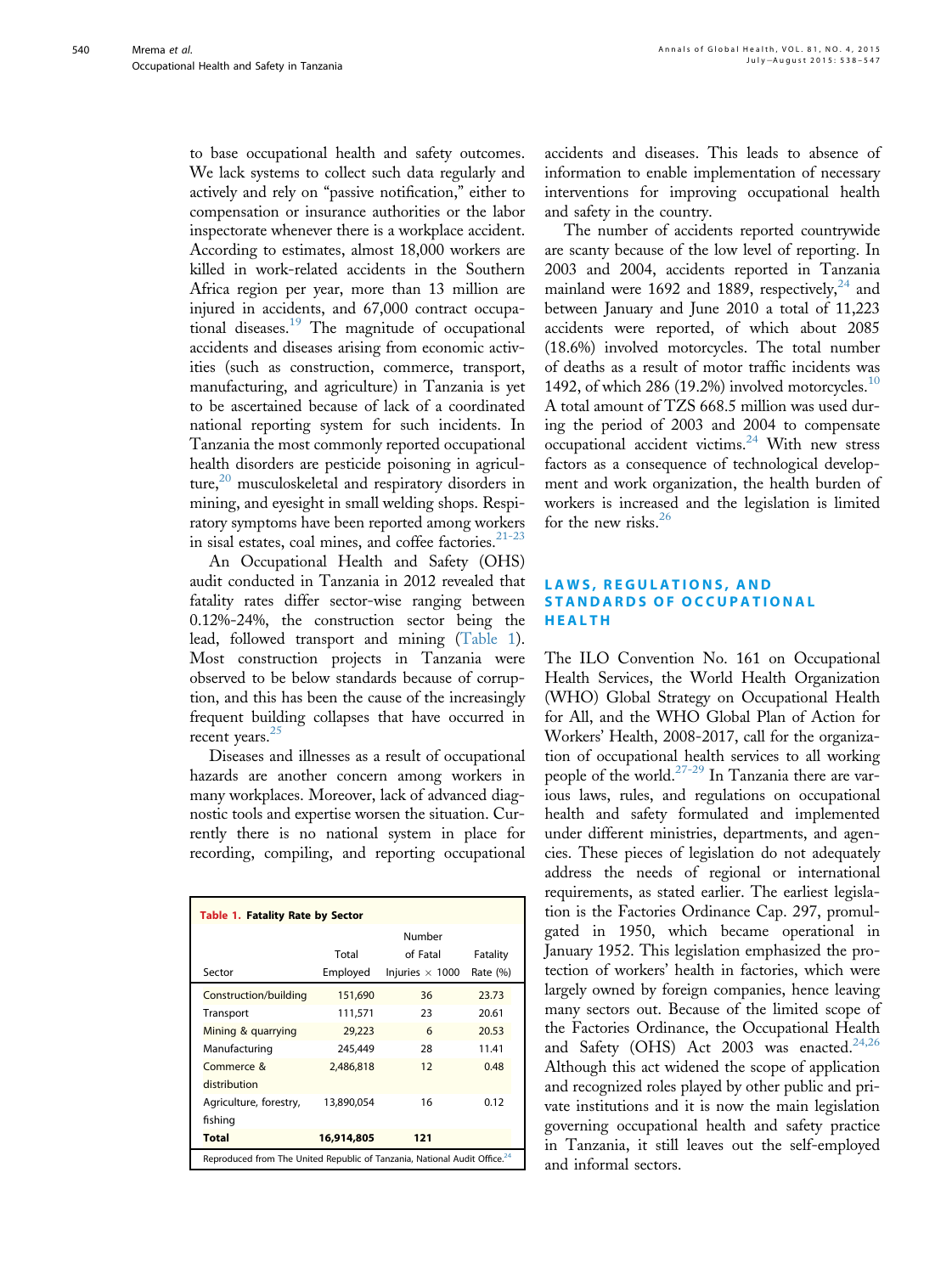to base occupational health and safety outcomes. We lack systems to collect such data regularly and actively and rely on "passive notification," either to compensation or insurance authorities or the labor inspectorate whenever there is a workplace accident. According to estimates, almost 18,000 workers are killed in work-related accidents in the Southern Africa region per year, more than 13 million are injured in accidents, and 67,000 contract occupational diseases.[19] The magnitude of occupational accidents and diseases arising from economic activities (such as construction, commerce, transport, manufacturing, and agriculture) in Tanzania is yet to be ascertained because of lack of a coordinated national reporting system for such incidents. In Tanzania the most commonly reported occupational health disorders are pesticide poisoning in agriculture,[20] musculoskeletal and respiratory disorders in mining, and eyesight in small welding shops. Respiratory symptoms have been reported among workers in sisal estates, coal mines, and coffee factories.[21-23]

An Occupational Health and Safety (OHS) audit conducted in Tanzania in 2012 revealed that fatality rates differ sector-wise ranging between 0.12%-24%, the construction sector being the lead, followed transport and mining (Table 1). Most construction projects in Tanzania were observed to be below standards because of corruption, and this has been the cause of the increasingly frequent building collapses that have occurred in recent years.[25]

Diseases and illnesses as a result of occupational hazards are another concern among workers in many workplaces. Moreover, lack of advanced diagnostic tools and expertise worsen the situation. Currently there is no national system in place for recording, compiling, and reporting occupational accidents and diseases. This leads to absence of information to enable implementation of necessary interventions for improving occupational health and safety in the country.

**Table 1. Fatality Rate by Sector**

| Sector | Total Employed | Number of Fatal Injuries × 1000 | Fatality Rate (%) |
|---|---|---|---|
| Construction/building | 151,690 | 36 | 23.73 |
| Transport | 111,571 | 23 | 20.61 |
| Mining & quarrying | 29,223 | 6 | 20.53 |
| Manufacturing | 245,449 | 28 | 11.41 |
| Commerce & distribution | 2,486,818 | 12 | 0.48 |
| Agriculture, forestry, fishing | 13,890,054 | 16 | 0.12 |
| **Total** | **16,914,805** | **121** | |

Reproduced from The United Republic of Tanzania, National Audit Office.[24]

The number of accidents reported countrywide are scanty because of the low level of reporting. In 2003 and 2004, accidents reported in Tanzania mainland were 1692 and 1889, respectively,[24] and between January and June 2010 a total of 11,223 accidents were reported, of which about 2085 (18.6%) involved motorcycles. The total number of deaths as a result of motor traffic incidents was 1492, of which 286 (19.2%) involved motorcycles.[10] A total amount of TZS 668.5 million was used during the period of 2003 and 2004 to compensate occupational accident victims.[24] With new stress factors as a consequence of technological development and work organization, the health burden of workers is increased and the legislation is limited for the new risks.[26]

## LAWS, REGULATIONS, AND STANDARDS OF OCCUPATIONAL HEALTH

The ILO Convention No. 161 on Occupational Health Services, the World Health Organization (WHO) Global Strategy on Occupational Health for All, and the WHO Global Plan of Action for Workers' Health, 2008-2017, call for the organization of occupational health services to all working people of the world.[27-29] In Tanzania there are various laws, rules, and regulations on occupational health and safety formulated and implemented under different ministries, departments, and agencies. These pieces of legislation do not adequately address the needs of regional or international requirements, as stated earlier. The earliest legislation is the Factories Ordinance Cap. 297, promulgated in 1950, which became operational in January 1952. This legislation emphasized the protection of workers' health in factories, which were largely owned by foreign companies, hence leaving many sectors out. Because of the limited scope of the Factories Ordinance, the Occupational Health and Safety (OHS) Act 2003 was enacted.[24,26] Although this act widened the scope of application and recognized roles played by other public and private institutions and it is now the main legislation governing occupational health and safety practice in Tanzania, it still leaves out the self-employed and informal sectors.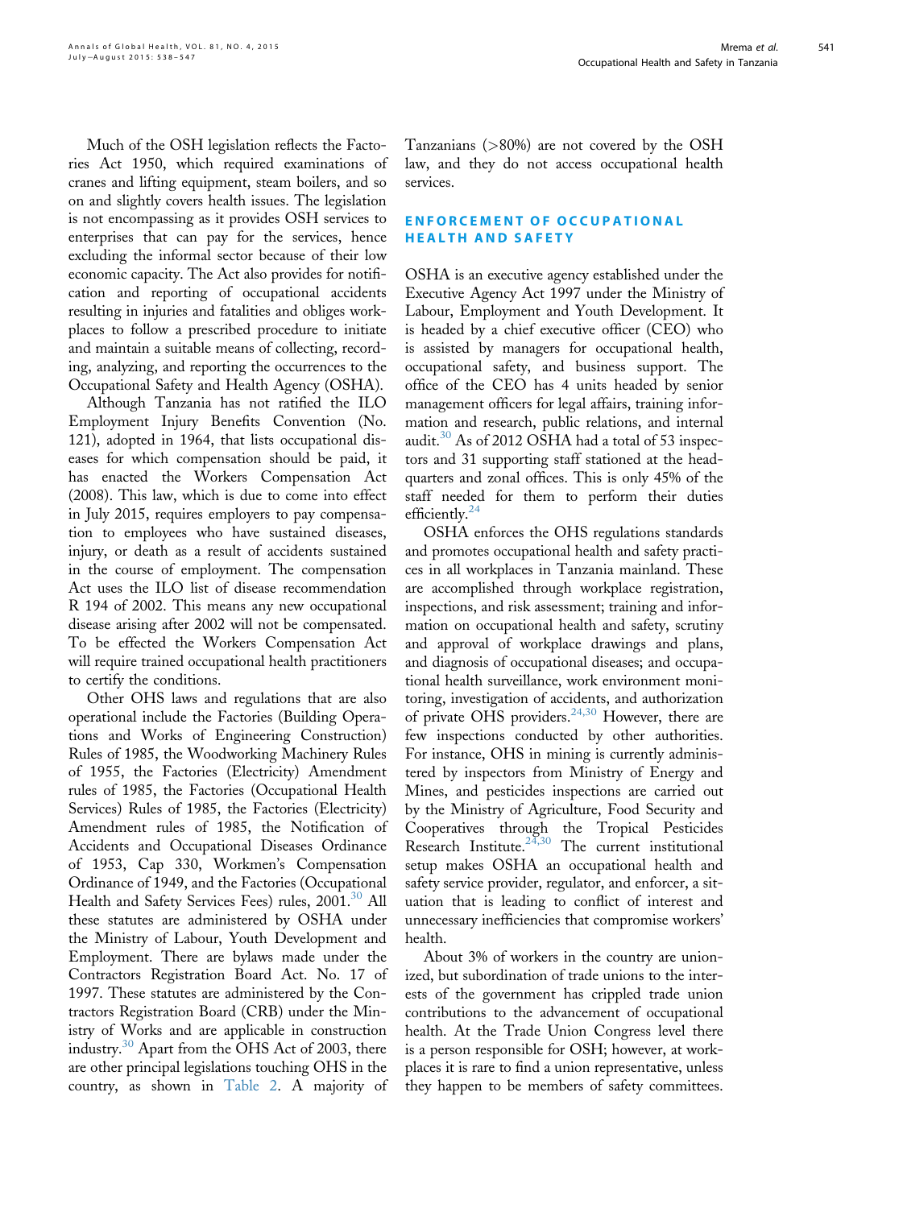Much of the OSH legislation reflects the Factories Act 1950, which required examinations of cranes and lifting equipment, steam boilers, and so on and slightly covers health issues. The legislation is not encompassing as it provides OSH services to enterprises that can pay for the services, hence excluding the informal sector because of their low economic capacity. The Act also provides for notification and reporting of occupational accidents resulting in injuries and fatalities and obliges workplaces to follow a prescribed procedure to initiate and maintain a suitable means of collecting, recording, analyzing, and reporting the occurrences to the Occupational Safety and Health Agency (OSHA).

Although Tanzania has not ratified the ILO Employment Injury Benefits Convention (No. 121), adopted in 1964, that lists occupational diseases for which compensation should be paid, it has enacted the Workers Compensation Act (2008). This law, which is due to come into effect in July 2015, requires employers to pay compensation to employees who have sustained diseases, injury, or death as a result of accidents sustained in the course of employment. The compensation Act uses the ILO list of disease recommendation R 194 of 2002. This means any new occupational disease arising after 2002 will not be compensated. To be effected the Workers Compensation Act will require trained occupational health practitioners to certify the conditions.

Other OHS laws and regulations that are also operational include the Factories (Building Operations and Works of Engineering Construction) Rules of 1985, the Woodworking Machinery Rules of 1955, the Factories (Electricity) Amendment rules of 1985, the Factories (Occupational Health Services) Rules of 1985, the Factories (Electricity) Amendment rules of 1985, the Notification of Accidents and Occupational Diseases Ordinance of 1953, Cap 330, Workmen's Compensation Ordinance of 1949, and the Factories (Occupational Health and Safety Services Fees) rules, 2001.[30] All these statutes are administered by OSHA under the Ministry of Labour, Youth Development and Employment. There are bylaws made under the Contractors Registration Board Act. No. 17 of 1997. These statutes are administered by the Contractors Registration Board (CRB) under the Ministry of Works and are applicable in construction industry.[30] Apart from the OHS Act of 2003, there are other principal legislations touching OHS in the country, as shown in Table 2. A majority of Tanzanians (>80%) are not covered by the OSH law, and they do not access occupational health services.

## ENFORCEMENT OF OCCUPATIONAL HEALTH AND SAFETY

OSHA is an executive agency established under the Executive Agency Act 1997 under the Ministry of Labour, Employment and Youth Development. It is headed by a chief executive officer (CEO) who is assisted by managers for occupational health, occupational safety, and business support. The office of the CEO has 4 units headed by senior management officers for legal affairs, training information and research, public relations, and internal audit.[30] As of 2012 OSHA had a total of 53 inspectors and 31 supporting staff stationed at the headquarters and zonal offices. This is only 45% of the staff needed for them to perform their duties efficiently.[24]

OSHA enforces the OHS regulations standards and promotes occupational health and safety practices in all workplaces in Tanzania mainland. These are accomplished through workplace registration, inspections, and risk assessment; training and information on occupational health and safety, scrutiny and approval of workplace drawings and plans, and diagnosis of occupational diseases; and occupational health surveillance, work environment monitoring, investigation of accidents, and authorization of private OHS providers.[24,30] However, there are few inspections conducted by other authorities. For instance, OHS in mining is currently administered by inspectors from Ministry of Energy and Mines, and pesticides inspections are carried out by the Ministry of Agriculture, Food Security and Cooperatives through the Tropical Pesticides Research Institute.[24,30] The current institutional setup makes OSHA an occupational health and safety service provider, regulator, and enforcer, a situation that is leading to conflict of interest and unnecessary inefficiencies that compromise workers' health.

About 3% of workers in the country are unionized, but subordination of trade unions to the interests of the government has crippled trade union contributions to the advancement of occupational health. At the Trade Union Congress level there is a person responsible for OSH; however, at workplaces it is rare to find a union representative, unless they happen to be members of safety committees.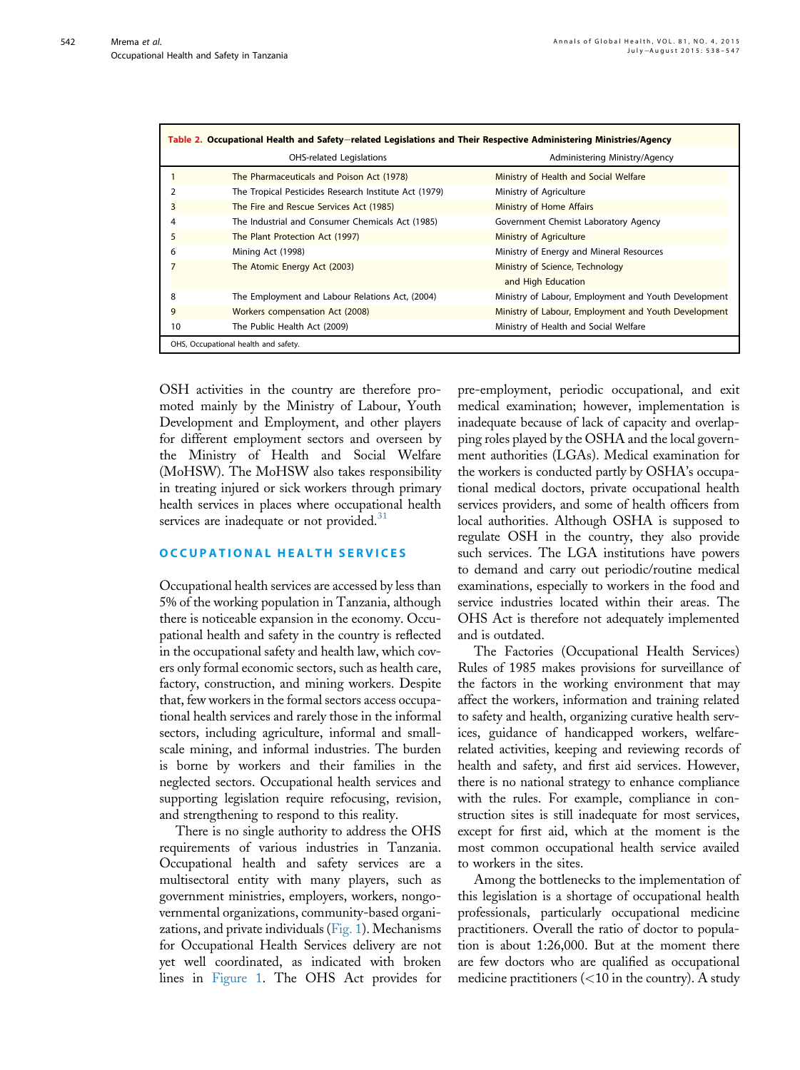**Table 2. Occupational Health and Safety–related Legislations and Their Respective Administering Ministries/Agency**

| | OHS-related Legislations | Administering Ministry/Agency |
|---|---|---|
| 1 | The Pharmaceuticals and Poison Act (1978) | Ministry of Health and Social Welfare |
| 2 | The Tropical Pesticides Research Institute Act (1979) | Ministry of Agriculture |
| 3 | The Fire and Rescue Services Act (1985) | Ministry of Home Affairs |
| 4 | The Industrial and Consumer Chemicals Act (1985) | Government Chemist Laboratory Agency |
| 5 | The Plant Protection Act (1997) | Ministry of Agriculture |
| 6 | Mining Act (1998) | Ministry of Energy and Mineral Resources |
| 7 | The Atomic Energy Act (2003) | Ministry of Science, Technology and High Education |
| 8 | The Employment and Labour Relations Act, (2004) | Ministry of Labour, Employment and Youth Development |
| 9 | Workers compensation Act (2008) | Ministry of Labour, Employment and Youth Development |
| 10 | The Public Health Act (2009) | Ministry of Health and Social Welfare |

OHS, Occupational health and safety.

OSH activities in the country are therefore promoted mainly by the Ministry of Labour, Youth Development and Employment, and other players for different employment sectors and overseen by the Ministry of Health and Social Welfare (MoHSW). The MoHSW also takes responsibility in treating injured or sick workers through primary health services in places where occupational health services are inadequate or not provided.[31]

## OCCUPATIONAL HEALTH SERVICES

Occupational health services are accessed by less than 5% of the working population in Tanzania, although there is noticeable expansion in the economy. Occupational health and safety in the country is reflected in the occupational safety and health law, which covers only formal economic sectors, such as health care, factory, construction, and mining workers. Despite that, few workers in the formal sectors access occupational health services and rarely those in the informal sectors, including agriculture, informal and small-scale mining, and informal industries. The burden is borne by workers and their families in the neglected sectors. Occupational health services and supporting legislation require refocusing, revision, and strengthening to respond to this reality.

There is no single authority to address the OHS requirements of various industries in Tanzania. Occupational health and safety services are a multisectoral entity with many players, such as government ministries, employers, workers, nongovernmental organizations, community-based organizations, and private individuals (Fig. 1). Mechanisms for Occupational Health Services delivery are not yet well coordinated, as indicated with broken lines in Figure 1. The OHS Act provides for pre-employment, periodic occupational, and exit medical examination; however, implementation is inadequate because of lack of capacity and overlapping roles played by the OSHA and the local government authorities (LGAs). Medical examination for the workers is conducted partly by OSHA's occupational medical doctors, private occupational health services providers, and some of health officers from local authorities. Although OSHA is supposed to regulate OSH in the country, they also provide such services. The LGA institutions have powers to demand and carry out periodic/routine medical examinations, especially to workers in the food and service industries located within their areas. The OHS Act is therefore not adequately implemented and is outdated.

The Factories (Occupational Health Services) Rules of 1985 makes provisions for surveillance of the factors in the working environment that may affect the workers, information and training related to safety and health, organizing curative health services, guidance of handicapped workers, welfare-related activities, keeping and reviewing records of health and safety, and first aid services. However, there is no national strategy to enhance compliance with the rules. For example, compliance in construction sites is still inadequate for most services, except for first aid, which at the moment is the most common occupational health service availed to workers in the sites.

Among the bottlenecks to the implementation of this legislation is a shortage of occupational health professionals, particularly occupational medicine practitioners. Overall the ratio of doctor to population is about 1:26,000. But at the moment there are few doctors who are qualified as occupational medicine practitioners (<10 in the country). A study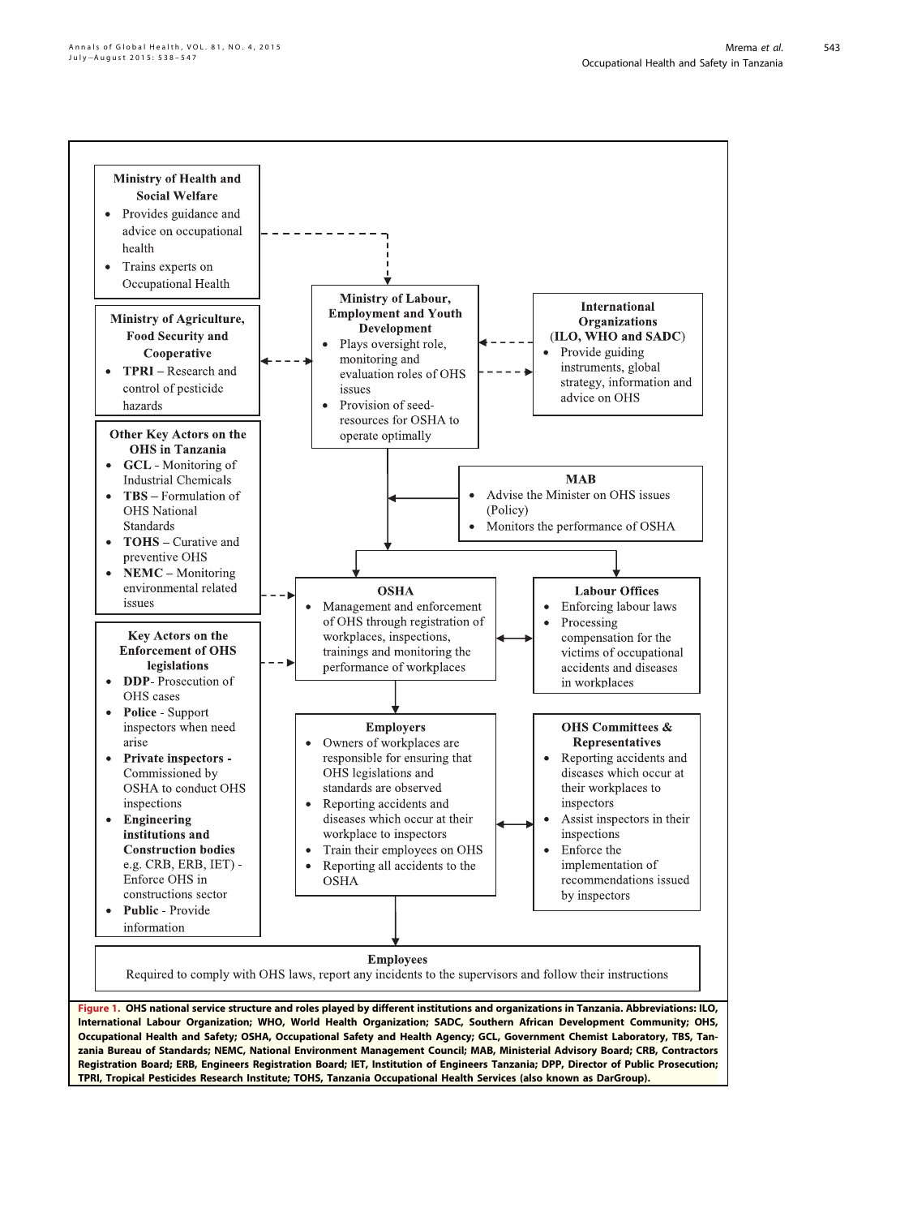**Ministry of Health and Social Welfare**
- Provides guidance and advice on occupational health
- Trains experts on Occupational Health

**Ministry of Agriculture, Food Security and Cooperative**
- **TPRI** – Research and control of pesticide hazards

**Other Key Actors on the OHS in Tanzania**
- **GCL** - Monitoring of Industrial Chemicals
- **TBS** – Formulation of OHS National Standards
- **TOHS** – Curative and preventive OHS
- **NEMC** – Monitoring environmental related issues

**Key Actors on the Enforcement of OHS legislations**
- **DDP**- Prosecution of OHS cases
- **Police** - Support inspectors when need arise
- **Private inspectors** - Commissioned by OSHA to conduct OHS inspections
- **Engineering institutions and Construction bodies** e.g. CRB, ERB, IET) - Enforce OHS in constructions sector
- **Public** - Provide information

**Ministry of Labour, Employment and Youth Development**
- Plays oversight role, monitoring and evaluation roles of OHS issues
- Provision of seed-resources for OSHA to operate optimally

**International Organizations (ILO, WHO and SADC)**
- Provide guiding instruments, global strategy, information and advice on OHS

**MAB**
- Advise the Minister on OHS issues (Policy)
- Monitors the performance of OSHA

**OSHA**
- Management and enforcement of OHS through registration of workplaces, inspections, trainings and monitoring the performance of workplaces

**Labour Offices**
- Enforcing labour laws
- Processing compensation for the victims of occupational accidents and diseases in workplaces

**Employers**
- Owners of workplaces are responsible for ensuring that OHS legislations and standards are observed
- Reporting accidents and diseases which occur at their workplace to inspectors
- Train their employees on OHS
- Reporting all accidents to the OSHA

**OHS Committees & Representatives**
- Reporting accidents and diseases which occur at their workplaces to inspectors
- Assist inspectors in their inspections
- Enforce the implementation of recommendations issued by inspectors

**Employees**

Required to comply with OHS laws, report any incidents to the supervisors and follow their instructions

**Figure 1.** OHS national service structure and roles played by different institutions and organizations in Tanzania. Abbreviations: ILO, International Labour Organization; WHO, World Health Organization; SADC, Southern African Development Community; OHS, Occupational Health and Safety; OSHA, Occupational Safety and Health Agency; GCL, Government Chemist Laboratory, TBS, Tanzania Bureau of Standards; NEMC, National Environment Management Council; MAB, Ministerial Advisory Board; CRB, Contractors Registration Board; ERB, Engineers Registration Board; IET, Institution of Engineers Tanzania; DPP, Director of Public Prosecution; TPRI, Tropical Pesticides Research Institute; TOHS, Tanzania Occupational Health Services (also known as DarGroup).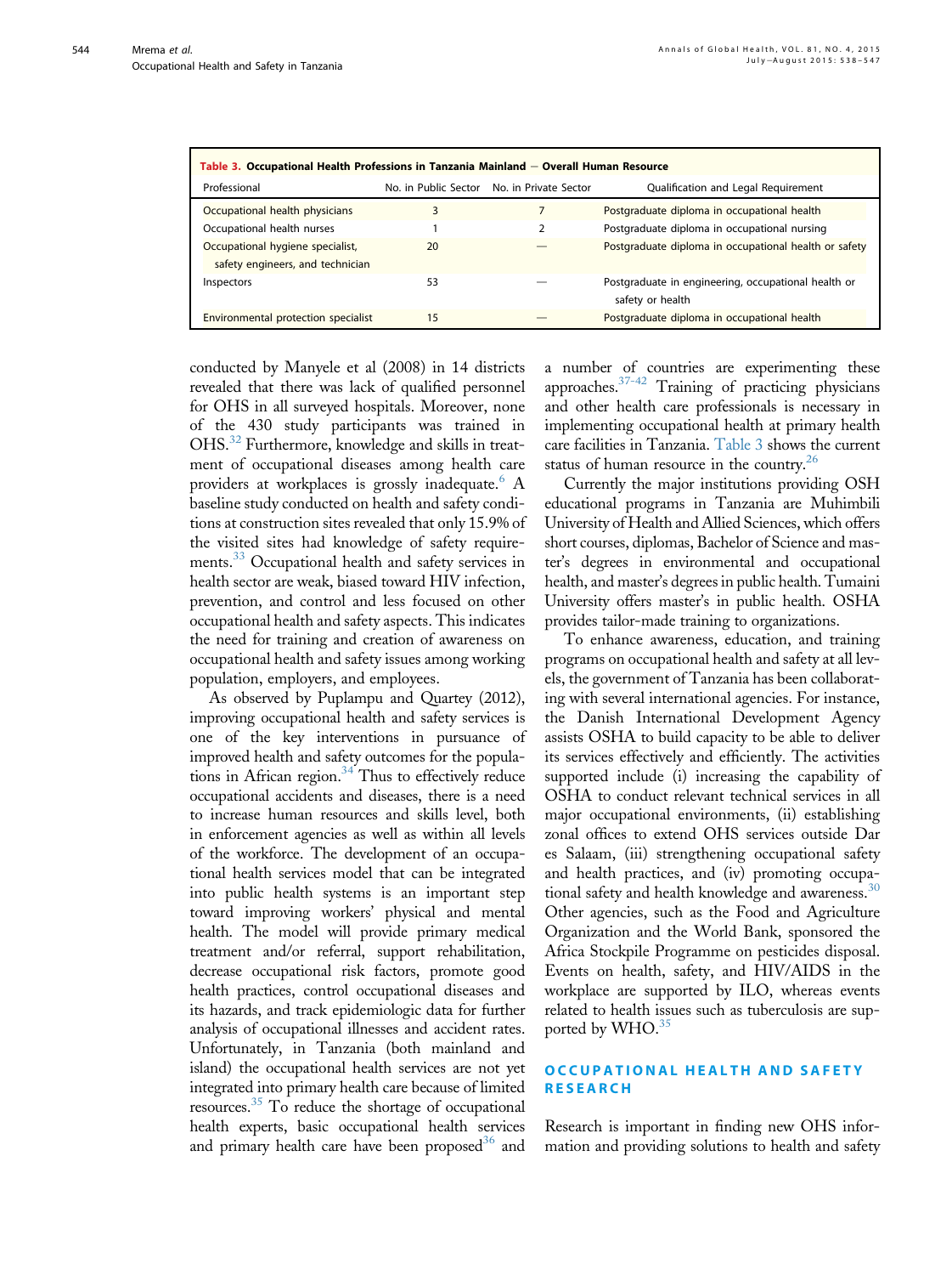**Table 3. Occupational Health Professions in Tanzania Mainland — Overall Human Resource**

| Professional | No. in Public Sector | No. in Private Sector | Qualification and Legal Requirement |
|---|---|---|---|
| Occupational health physicians | 3 | 7 | Postgraduate diploma in occupational health |
| Occupational health nurses | 1 | 2 | Postgraduate diploma in occupational nursing |
| Occupational hygiene specialist, safety engineers, and technician | 20 | — | Postgraduate diploma in occupational health or safety |
| Inspectors | 53 | — | Postgraduate in engineering, occupational health or safety or health |
| Environmental protection specialist | 15 | — | Postgraduate diploma in occupational health |

conducted by Manyele et al (2008) in 14 districts revealed that there was lack of qualified personnel for OHS in all surveyed hospitals. Moreover, none of the 430 study participants was trained in OHS.[32] Furthermore, knowledge and skills in treatment of occupational diseases among health care providers at workplaces is grossly inadequate.[6] A baseline study conducted on health and safety conditions at construction sites revealed that only 15.9% of the visited sites had knowledge of safety requirements.[33] Occupational health and safety services in health sector are weak, biased toward HIV infection, prevention, and control and less focused on other occupational health and safety aspects. This indicates the need for training and creation of awareness on occupational health and safety issues among working population, employers, and employees.

As observed by Puplampu and Quartey (2012), improving occupational health and safety services is one of the key interventions in pursuance of improved health and safety outcomes for the populations in African region.[34] Thus to effectively reduce occupational accidents and diseases, there is a need to increase human resources and skills level, both in enforcement agencies as well as within all levels of the workforce. The development of an occupational health services model that can be integrated into public health systems is an important step toward improving workers' physical and mental health. The model will provide primary medical treatment and/or referral, support rehabilitation, decrease occupational risk factors, promote good health practices, control occupational diseases and its hazards, and track epidemiologic data for further analysis of occupational illnesses and accident rates. Unfortunately, in Tanzania (both mainland and island) the occupational health services are not yet integrated into primary health care because of limited resources.[35] To reduce the shortage of occupational health experts, basic occupational health services and primary health care have been proposed[36] and a number of countries are experimenting these approaches.[37-42] Training of practicing physicians and other health care professionals is necessary in implementing occupational health at primary health care facilities in Tanzania. Table 3 shows the current status of human resource in the country.[26]

Currently the major institutions providing OSH educational programs in Tanzania are Muhimbili University of Health and Allied Sciences, which offers short courses, diplomas, Bachelor of Science and master's degrees in environmental and occupational health, and master's degrees in public health. Tumaini University offers master's in public health. OSHA provides tailor-made training to organizations.

To enhance awareness, education, and training programs on occupational health and safety at all levels, the government of Tanzania has been collaborating with several international agencies. For instance, the Danish International Development Agency assists OSHA to build capacity to be able to deliver its services effectively and efficiently. The activities supported include (i) increasing the capability of OSHA to conduct relevant technical services in all major occupational environments, (ii) establishing zonal offices to extend OHS services outside Dar es Salaam, (iii) strengthening occupational safety and health practices, and (iv) promoting occupational safety and health knowledge and awareness.[30] Other agencies, such as the Food and Agriculture Organization and the World Bank, sponsored the Africa Stockpile Programme on pesticides disposal. Events on health, safety, and HIV/AIDS in the workplace are supported by ILO, whereas events related to health issues such as tuberculosis are supported by WHO.[35]

## OCCUPATIONAL HEALTH AND SAFETY RESEARCH

Research is important in finding new OHS information and providing solutions to health and safety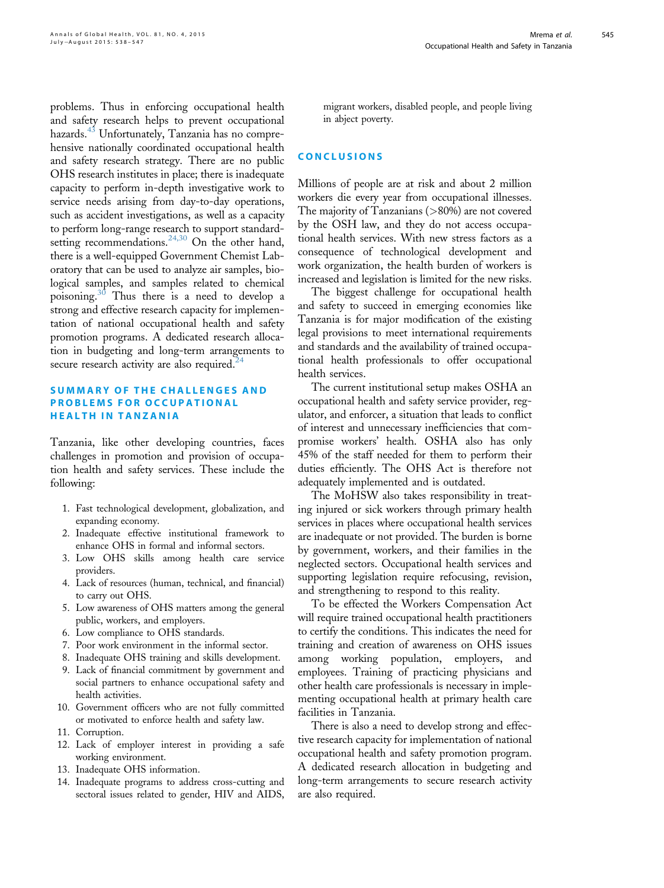problems. Thus in enforcing occupational health and safety research helps to prevent occupational hazards.[43] Unfortunately, Tanzania has no comprehensive nationally coordinated occupational health and safety research strategy. There are no public OHS research institutes in place; there is inadequate capacity to perform in-depth investigative work to service needs arising from day-to-day operations, such as accident investigations, as well as a capacity to perform long-range research to support standard-setting recommendations.[24,30] On the other hand, there is a well-equipped Government Chemist Laboratory that can be used to analyze air samples, biological samples, and samples related to chemical poisoning.[30] Thus there is a need to develop a strong and effective research capacity for implementation of national occupational health and safety promotion programs. A dedicated research allocation in budgeting and long-term arrangements to secure research activity are also required.[24]

## SUMMARY OF THE CHALLENGES AND PROBLEMS FOR OCCUPATIONAL HEALTH IN TANZANIA

Tanzania, like other developing countries, faces challenges in promotion and provision of occupation health and safety services. These include the following:

1. Fast technological development, globalization, and expanding economy.
2. Inadequate effective institutional framework to enhance OHS in formal and informal sectors.
3. Low OHS skills among health care service providers.
4. Lack of resources (human, technical, and financial) to carry out OHS.
5. Low awareness of OHS matters among the general public, workers, and employers.
6. Low compliance to OHS standards.
7. Poor work environment in the informal sector.
8. Inadequate OHS training and skills development.
9. Lack of financial commitment by government and social partners to enhance occupational safety and health activities.
10. Government officers who are not fully committed or motivated to enforce health and safety law.
11. Corruption.
12. Lack of employer interest in providing a safe working environment.
13. Inadequate OHS information.
14. Inadequate programs to address cross-cutting and sectoral issues related to gender, HIV and AIDS, migrant workers, disabled people, and people living in abject poverty.

## CONCLUSIONS

Millions of people are at risk and about 2 million workers die every year from occupational illnesses. The majority of Tanzanians (>80%) are not covered by the OSH law, and they do not access occupational health services. With new stress factors as a consequence of technological development and work organization, the health burden of workers is increased and legislation is limited for the new risks.

The biggest challenge for occupational health and safety to succeed in emerging economies like Tanzania is for major modification of the existing legal provisions to meet international requirements and standards and the availability of trained occupational health professionals to offer occupational health services.

The current institutional setup makes OSHA an occupational health and safety service provider, regulator, and enforcer, a situation that leads to conflict of interest and unnecessary inefficiencies that compromise workers' health. OSHA also has only 45% of the staff needed for them to perform their duties efficiently. The OHS Act is therefore not adequately implemented and is outdated.

The MoHSW also takes responsibility in treating injured or sick workers through primary health services in places where occupational health services are inadequate or not provided. The burden is borne by government, workers, and their families in the neglected sectors. Occupational health services and supporting legislation require refocusing, revision, and strengthening to respond to this reality.

To be effected the Workers Compensation Act will require trained occupational health practitioners to certify the conditions. This indicates the need for training and creation of awareness on OHS issues among working population, employers, and employees. Training of practicing physicians and other health care professionals is necessary in implementing occupational health at primary health care facilities in Tanzania.

There is also a need to develop strong and effective research capacity for implementation of national occupational health and safety promotion program. A dedicated research allocation in budgeting and long-term arrangements to secure research activity are also required.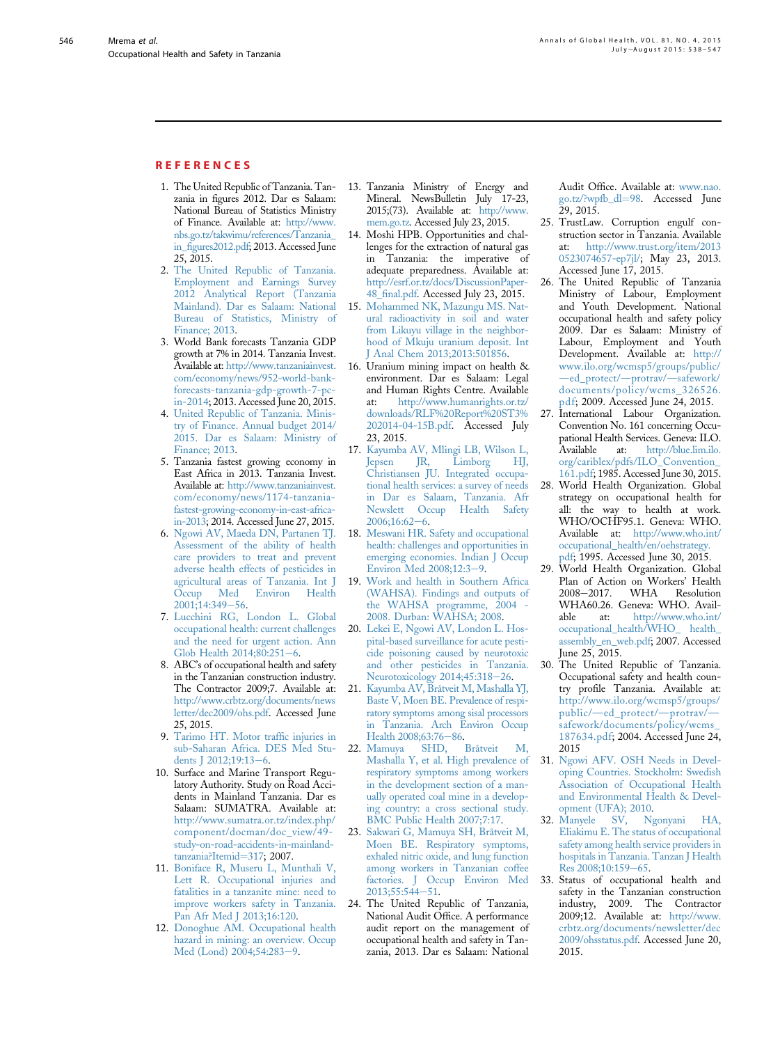## REFERENCES

1. The United Republic of Tanzania. Tanzania in figures 2012. Dar es Salaam: National Bureau of Statistics Ministry of Finance. Available at: http://www.nbs.go.tz/takwimu/references/Tanzania_in_figures2012.pdf; 2013. Accessed June 25, 2015.
2. The United Republic of Tanzania. Employment and Earnings Survey 2012 Analytical Report (Tanzania Mainland). Dar es Salaam: National Bureau of Statistics, Ministry of Finance; 2013.
3. World Bank forecasts Tanzania GDP growth at 7% in 2014. Tanzania Invest. Available at: http://www.tanzaniainvest.com/economy/news/952-world-bank-forecasts-tanzania-gdp-growth-7-pc-in-2014; 2013. Accessed June 20, 2015.
4. United Republic of Tanzania. Ministry of Finance. Annual budget 2014/2015. Dar es Salaam: Ministry of Finance; 2013.
5. Tanzania fastest growing economy in East Africa in 2013. Tanzania Invest. Available at: http://www.tanzaniainvest.com/economy/news/1174-tanzania-fastest-growing-economy-in-east-africa-in-2013; 2014. Accessed June 27, 2015.
6. Ngowi AV, Maeda DN, Partanen TJ. Assessment of the ability of health care providers to treat and prevent adverse health effects of pesticides in agricultural areas of Tanzania. Int J Occup Med Environ Health 2001;14:349–56.
7. Lucchini RG, London L. Global occupational health: current challenges and the need for urgent action. Ann Glob Health 2014;80:251–6.
8. ABC's of occupational health and safety in the Tanzanian construction industry. The Contractor 2009;7. Available at: http://www.crbtz.org/documents/newsletter/dec2009/ohs.pdf. Accessed June 25, 2015.
9. Tarimo HT. Motor traffic injuries in sub-Saharan Africa. DES Med Students J 2012;19:13–6.
10. Surface and Marine Transport Regulatory Authority. Study on Road Accidents in Mainland Tanzania. Dar es Salaam: SUMATRA. Available at: http://www.sumatra.or.tz/index.php/component/docman/doc_view/49-study-on-road-accidents-in-mainland-tanzania?Itemid=317; 2007.
11. Boniface R, Museru L, Munthali V, Lett R. Occupational injuries and fatalities in a tanzanite mine: need to improve workers safety in Tanzania. Pan Afr Med J 2013;16:120.
12. Donoghue AM. Occupational health hazard in mining: an overview. Occup Med (Lond) 2004;54:283–9.
13. Tanzania Ministry of Energy and Mineral. NewsBulletin July 17-23, 2015;(73). Available at: http://www.mem.go.tz. Accessed July 23, 2015.
14. Moshi HPB. Opportunities and challenges for the extraction of natural gas in Tanzania: the imperative of adequate preparedness. Available at: http://esrf.or.tz/docs/DiscussionPaper-48_final.pdf. Accessed July 23, 2015.
15. Mohammed NK, Mazungu MS. Natural radioactivity in soil and water from Likuyu village in the neighborhood of Mkuju uranium deposit. Int J Anal Chem 2013;2013:501856.
16. Uranium mining impact on health & environment. Dar es Salaam: Legal and Human Rights Centre. Available at: http://www.humanrights.or.tz/downloads/RLF%20Report%20ST3%202014-04-15B.pdf. Accessed July 23, 2015.
17. Kayumba AV, Mlingi LB, Wilson L, Jepsen JR, Limborg HJ, Christiansen JU. Integrated occupational health services: a survey of needs in Dar es Salaam, Tanzania. Afr Newslett Occup Health Safety 2006;16:62–6.
18. Meswani HR. Safety and occupational health: challenges and opportunities in emerging economies. Indian J Occup Environ Med 2008;12:3–9.
19. Work and health in Southern Africa (WAHSA). Findings and outputs of the WAHSA programme, 2004 - 2008. Durban: WAHSA; 2008.
20. Lekei E, Ngowi AV, London L. Hospital-based surveillance for acute pesticide poisoning caused by neurotoxic and other pesticides in Tanzania. Neurotoxicology 2014;45:318–26.
21. Kayumba AV, Bråtveit M, Mashalla YJ, Baste V, Moen BE. Prevalence of respiratory symptoms among sisal processors in Tanzania. Arch Environ Occup Health 2008;63:76–86.
22. Mamuya SHD, Bråtveit M, Mashalla Y, et al. High prevalence of respiratory symptoms among workers in the development section of a manually operated coal mine in a developing country: a cross sectional study. BMC Public Health 2007;7:17.
23. Sakwari G, Mamuya SH, Bråtveit M, Moen BE. Respiratory symptoms, exhaled nitric oxide, and lung function among workers in Tanzanian coffee factories. J Occup Environ Med 2013;55:544–51.
24. The United Republic of Tanzania, National Audit Office. A performance audit report on the management of occupational health and safety in Tanzania, 2013. Dar es Salaam: National Audit Office. Available at: www.nao.go.tz/?wpfb_dl=98. Accessed June 29, 2015.
25. TrustLaw. Corruption engulf construction sector in Tanzania. Available at: http://www.trust.org/item/20130523074657-ep7jl/; May 23, 2013. Accessed June 17, 2015.
26. The United Republic of Tanzania Ministry of Labour, Employment and Youth Development. National occupational health and safety policy 2009. Dar es Salaam: Ministry of Labour, Employment and Youth Development. Available at: http://www.ilo.org/wcmsp5/groups/public/—ed_protect/—protrav/—safework/documents/policy/wcms_326526.pdf; 2009. Accessed June 24, 2015.
27. International Labour Organization. Convention No. 161 concerning Occupational Health Services. Geneva: ILO. Available at: http://blue.lim.ilo.org/cariblex/pdfs/ILO_Convention_161.pdf; 1985. Accessed June 30, 2015.
28. World Health Organization. Global strategy on occupational health for all: the way to health at work. WHO/OCHF95.1. Geneva: WHO. Available at: http://www.who.int/occupational_health/en/oehstrategy.pdf; 1995. Accessed June 30, 2015.
29. World Health Organization. Global Plan of Action on Workers' Health 2008–2017. WHA Resolution WHA60.26. Geneva: WHO. Available at: http://www.who.int/occupational_health/WHO_health_assembly_en_web.pdf; 2007. Accessed June 25, 2015.
30. The United Republic of Tanzania. Occupational safety and health country profile Tanzania. Available at: http://www.ilo.org/wcmsp5/groups/public/—ed_protect/—protrav/—safework/documents/policy/wcms_187634.pdf; 2004. Accessed June 24, 2015
31. Ngowi AFV. OSH Needs in Developing Countries. Stockholm: Swedish Association of Occupational Health and Environmental Health & Development (UFA); 2010.
32. Manyele SV, Ngonyani HA, Eliakimu E. The status of occupational safety among health service providers in hospitals in Tanzania. Tanzan J Health Res 2008;10:159–65.
33. Status of occupational health and safety in the Tanzanian construction industry, 2009. The Contractor 2009;12. Available at: http://www.crbtz.org/documents/newsletter/dec2009/ohsstatus.pdf. Accessed June 20, 2015.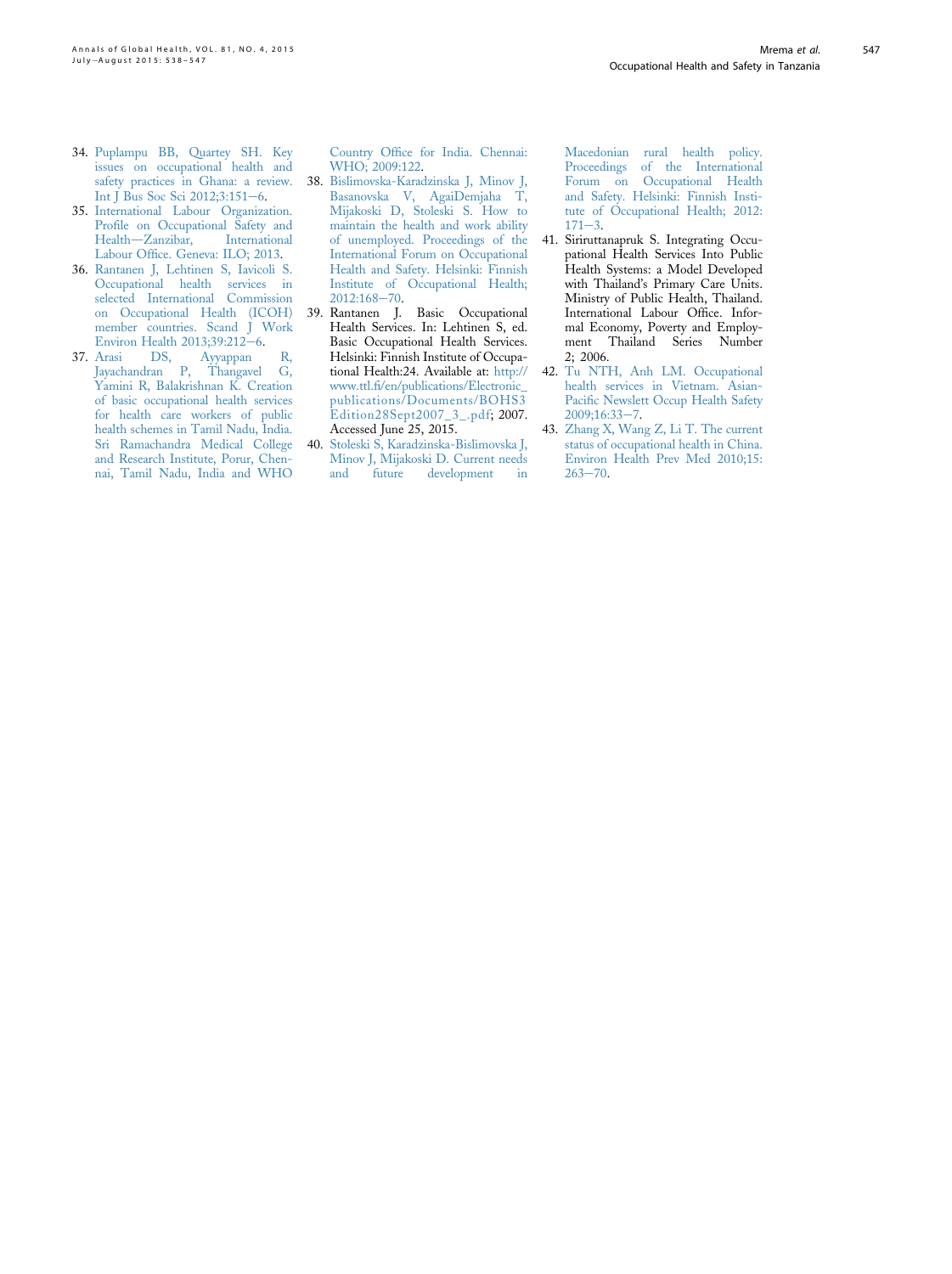34. Puplampu BB, Quartey SH. Key issues on occupational health and safety practices in Ghana: a review. Int J Bus Soc Sci 2012;3:151–6.
35. International Labour Organization. Profile on Occupational Safety and Health—Zanzibar, International Labour Office. Geneva: ILO; 2013.
36. Rantanen J, Lehtinen S, Iavicoli S. Occupational health services in selected International Commission on Occupational Health (ICOH) member countries. Scand J Work Environ Health 2013;39:212–6.
37. Arasi DS, Ayyappan R, Jayachandran P, Thangavel G, Yamini R, Balakrishnan K. Creation of basic occupational health services for health care workers of public health schemes in Tamil Nadu, India. Sri Ramachandra Medical College and Research Institute, Porur, Chennai, Tamil Nadu, India and WHO Country Office for India. Chennai: WHO; 2009:122.
38. Bislimovska-Karadzinska J, Minov J, Basanovska V, AgaiDemjaha T, Mijakoski D, Stoleski S. How to maintain the health and work ability of unemployed. Proceedings of the International Forum on Occupational Health and Safety. Helsinki: Finnish Institute of Occupational Health; 2012:168–70.
39. Rantanen J. Basic Occupational Health Services. In: Lehtinen S, ed. Basic Occupational Health Services. Helsinki: Finnish Institute of Occupational Health:24. Available at: http://www.ttl.fi/en/publications/Electronic_publications/Documents/BOHS3Edition28Sept2007_3_.pdf; 2007. Accessed June 25, 2015.
40. Stoleski S, Karadzinska-Bislimovska J, Minov J, Mijakoski D. Current needs and future development in Macedonian rural health policy. Proceedings of the International Forum on Occupational Health and Safety. Helsinki: Finnish Institute of Occupational Health; 2012: 171–3.
41. Siriruttanapruk S. Integrating Occupational Health Services Into Public Health Systems: a Model Developed with Thailand's Primary Care Units. Ministry of Public Health, Thailand. International Labour Office. Informal Economy, Poverty and Employment Thailand Series Number 2; 2006.
42. Tu NTH, Anh LM. Occupational health services in Vietnam. Asian-Pacific Newslett Occup Health Safety 2009;16:33–7.
43. Zhang X, Wang Z, Li T. The current status of occupational health in China. Environ Health Prev Med 2010;15: 263–70.